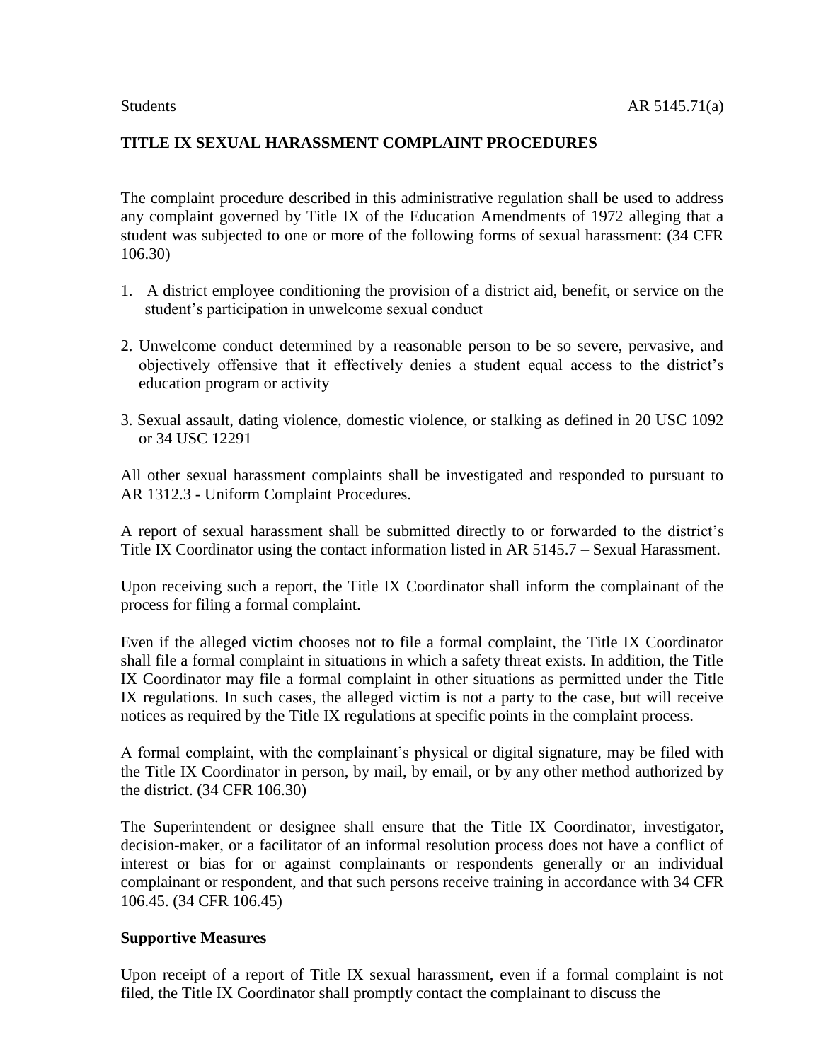Students AR 5145.71(a)

## TITLE IX SEXUAL HARASSMENT COMPLAINT PROCEDURES

The complaint procedure described in this administrative regulation shall be used to address any complaint governed by Title IX of the Education Amendments of 1972 alleging that a student was subjected to one or more of the following forms of sexual harassment: (34 CFR 106.30)

1. A district employee conditioning the provision of a district aid, benefit, or service on the student's participation in unwelcome sexual conduct
2. Unwelcome conduct determined by a reasonable person to be so severe, pervasive, and objectively offensive that it effectively denies a student equal access to the district's education program or activity
3. Sexual assault, dating violence, domestic violence, or stalking as defined in 20 USC 1092 or 34 USC 12291

All other sexual harassment complaints shall be investigated and responded to pursuant to AR 1312.3 - Uniform Complaint Procedures.

A report of sexual harassment shall be submitted directly to or forwarded to the district's Title IX Coordinator using the contact information listed in AR 5145.7 – Sexual Harassment.

Upon receiving such a report, the Title IX Coordinator shall inform the complainant of the process for filing a formal complaint.

Even if the alleged victim chooses not to file a formal complaint, the Title IX Coordinator shall file a formal complaint in situations in which a safety threat exists. In addition, the Title IX Coordinator may file a formal complaint in other situations as permitted under the Title IX regulations. In such cases, the alleged victim is not a party to the case, but will receive notices as required by the Title IX regulations at specific points in the complaint process.

A formal complaint, with the complainant's physical or digital signature, may be filed with the Title IX Coordinator in person, by mail, by email, or by any other method authorized by the district. (34 CFR 106.30)

The Superintendent or designee shall ensure that the Title IX Coordinator, investigator, decision-maker, or a facilitator of an informal resolution process does not have a conflict of interest or bias for or against complainants or respondents generally or an individual complainant or respondent, and that such persons receive training in accordance with 34 CFR 106.45. (34 CFR 106.45)

### Supportive Measures

Upon receipt of a report of Title IX sexual harassment, even if a formal complaint is not filed, the Title IX Coordinator shall promptly contact the complainant to discuss the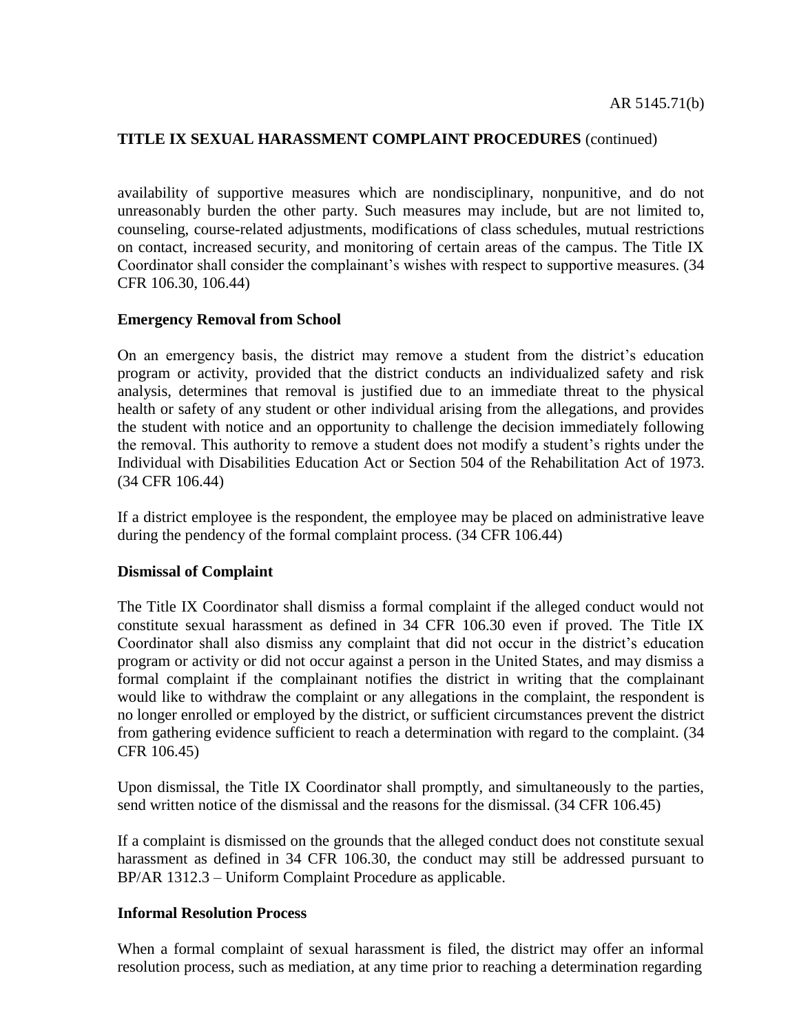availability of supportive measures which are nondisciplinary, nonpunitive, and do not unreasonably burden the other party. Such measures may include, but are not limited to, counseling, course-related adjustments, modifications of class schedules, mutual restrictions on contact, increased security, and monitoring of certain areas of the campus. The Title IX Coordinator shall consider the complainant's wishes with respect to supportive measures. (34 CFR 106.30, 106.44)

**Emergency Removal from School**

On an emergency basis, the district may remove a student from the district's education program or activity, provided that the district conducts an individualized safety and risk analysis, determines that removal is justified due to an immediate threat to the physical health or safety of any student or other individual arising from the allegations, and provides the student with notice and an opportunity to challenge the decision immediately following the removal. This authority to remove a student does not modify a student's rights under the Individual with Disabilities Education Act or Section 504 of the Rehabilitation Act of 1973. (34 CFR 106.44)

If a district employee is the respondent, the employee may be placed on administrative leave during the pendency of the formal complaint process. (34 CFR 106.44)

**Dismissal of Complaint**

The Title IX Coordinator shall dismiss a formal complaint if the alleged conduct would not constitute sexual harassment as defined in 34 CFR 106.30 even if proved. The Title IX Coordinator shall also dismiss any complaint that did not occur in the district's education program or activity or did not occur against a person in the United States, and may dismiss a formal complaint if the complainant notifies the district in writing that the complainant would like to withdraw the complaint or any allegations in the complaint, the respondent is no longer enrolled or employed by the district, or sufficient circumstances prevent the district from gathering evidence sufficient to reach a determination with regard to the complaint. (34 CFR 106.45)

Upon dismissal, the Title IX Coordinator shall promptly, and simultaneously to the parties, send written notice of the dismissal and the reasons for the dismissal. (34 CFR 106.45)

If a complaint is dismissed on the grounds that the alleged conduct does not constitute sexual harassment as defined in 34 CFR 106.30, the conduct may still be addressed pursuant to BP/AR 1312.3 – Uniform Complaint Procedure as applicable.

**Informal Resolution Process**

When a formal complaint of sexual harassment is filed, the district may offer an informal resolution process, such as mediation, at any time prior to reaching a determination regarding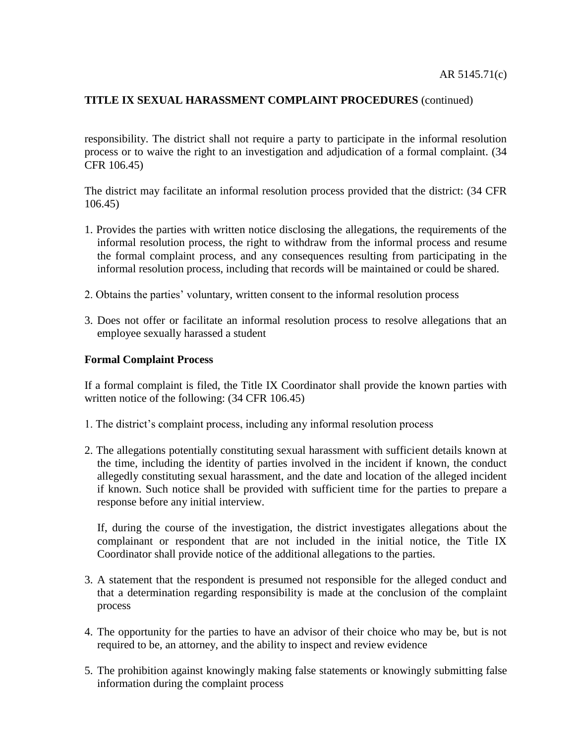responsibility. The district shall not require a party to participate in the informal resolution process or to waive the right to an investigation and adjudication of a formal complaint. (34 CFR 106.45)

The district may facilitate an informal resolution process provided that the district: (34 CFR 106.45)

1. Provides the parties with written notice disclosing the allegations, the requirements of the informal resolution process, the right to withdraw from the informal process and resume the formal complaint process, and any consequences resulting from participating in the informal resolution process, including that records will be maintained or could be shared.

2. Obtains the parties' voluntary, written consent to the informal resolution process

3. Does not offer or facilitate an informal resolution process to resolve allegations that an employee sexually harassed a student

**Formal Complaint Process**

If a formal complaint is filed, the Title IX Coordinator shall provide the known parties with written notice of the following: (34 CFR 106.45)

1. The district's complaint process, including any informal resolution process

2. The allegations potentially constituting sexual harassment with sufficient details known at the time, including the identity of parties involved in the incident if known, the conduct allegedly constituting sexual harassment, and the date and location of the alleged incident if known. Such notice shall be provided with sufficient time for the parties to prepare a response before any initial interview.

   If, during the course of the investigation, the district investigates allegations about the complainant or respondent that are not included in the initial notice, the Title IX Coordinator shall provide notice of the additional allegations to the parties.

3. A statement that the respondent is presumed not responsible for the alleged conduct and that a determination regarding responsibility is made at the conclusion of the complaint process

4. The opportunity for the parties to have an advisor of their choice who may be, but is not required to be, an attorney, and the ability to inspect and review evidence

5. The prohibition against knowingly making false statements or knowingly submitting false information during the complaint process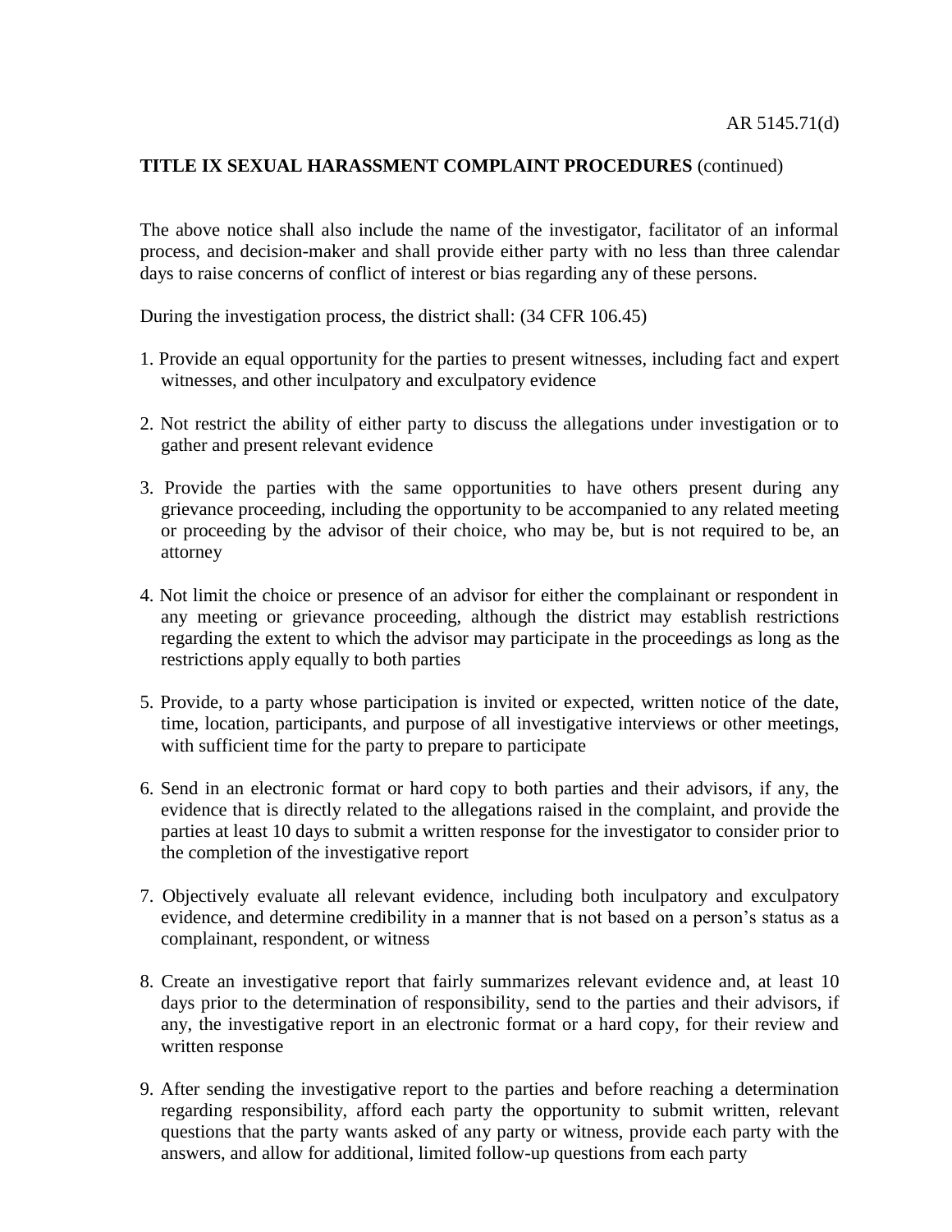**TITLE IX SEXUAL HARASSMENT COMPLAINT PROCEDURES** (continued)

The above notice shall also include the name of the investigator, facilitator of an informal process, and decision-maker and shall provide either party with no less than three calendar days to raise concerns of conflict of interest or bias regarding any of these persons.

During the investigation process, the district shall: (34 CFR 106.45)

1. Provide an equal opportunity for the parties to present witnesses, including fact and expert witnesses, and other inculpatory and exculpatory evidence

2. Not restrict the ability of either party to discuss the allegations under investigation or to gather and present relevant evidence

3. Provide the parties with the same opportunities to have others present during any grievance proceeding, including the opportunity to be accompanied to any related meeting or proceeding by the advisor of their choice, who may be, but is not required to be, an attorney

4. Not limit the choice or presence of an advisor for either the complainant or respondent in any meeting or grievance proceeding, although the district may establish restrictions regarding the extent to which the advisor may participate in the proceedings as long as the restrictions apply equally to both parties

5. Provide, to a party whose participation is invited or expected, written notice of the date, time, location, participants, and purpose of all investigative interviews or other meetings, with sufficient time for the party to prepare to participate

6. Send in an electronic format or hard copy to both parties and their advisors, if any, the evidence that is directly related to the allegations raised in the complaint, and provide the parties at least 10 days to submit a written response for the investigator to consider prior to the completion of the investigative report

7. Objectively evaluate all relevant evidence, including both inculpatory and exculpatory evidence, and determine credibility in a manner that is not based on a person's status as a complainant, respondent, or witness

8. Create an investigative report that fairly summarizes relevant evidence and, at least 10 days prior to the determination of responsibility, send to the parties and their advisors, if any, the investigative report in an electronic format or a hard copy, for their review and written response

9. After sending the investigative report to the parties and before reaching a determination regarding responsibility, afford each party the opportunity to submit written, relevant questions that the party wants asked of any party or witness, provide each party with the answers, and allow for additional, limited follow-up questions from each party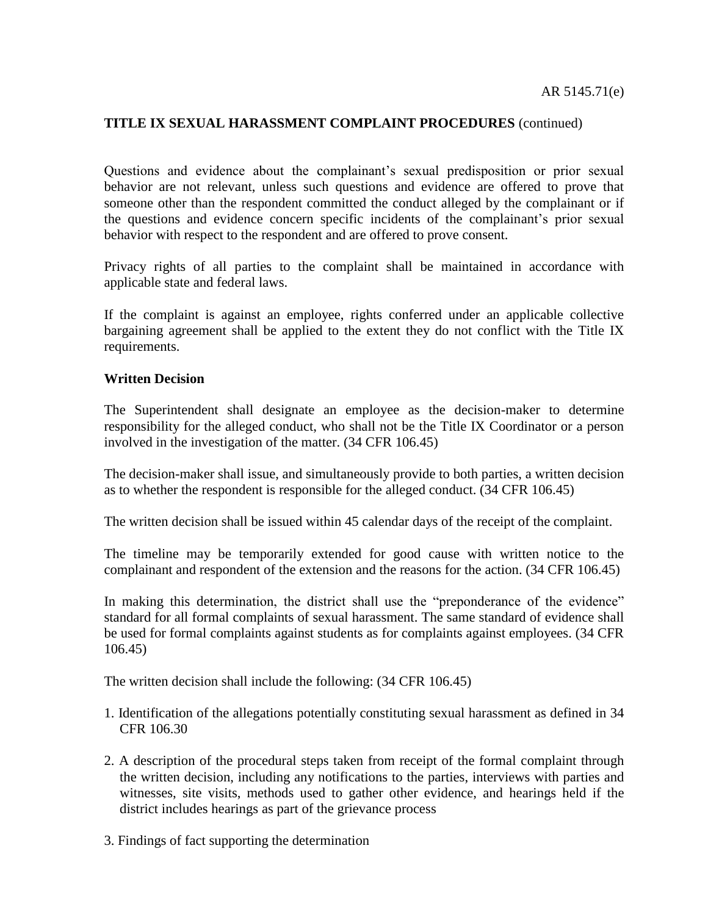Questions and evidence about the complainant's sexual predisposition or prior sexual behavior are not relevant, unless such questions and evidence are offered to prove that someone other than the respondent committed the conduct alleged by the complainant or if the questions and evidence concern specific incidents of the complainant's prior sexual behavior with respect to the respondent and are offered to prove consent.

Privacy rights of all parties to the complaint shall be maintained in accordance with applicable state and federal laws.

If the complaint is against an employee, rights conferred under an applicable collective bargaining agreement shall be applied to the extent they do not conflict with the Title IX requirements.

**Written Decision**

The Superintendent shall designate an employee as the decision-maker to determine responsibility for the alleged conduct, who shall not be the Title IX Coordinator or a person involved in the investigation of the matter. (34 CFR 106.45)

The decision-maker shall issue, and simultaneously provide to both parties, a written decision as to whether the respondent is responsible for the alleged conduct. (34 CFR 106.45)

The written decision shall be issued within 45 calendar days of the receipt of the complaint.

The timeline may be temporarily extended for good cause with written notice to the complainant and respondent of the extension and the reasons for the action. (34 CFR 106.45)

In making this determination, the district shall use the "preponderance of the evidence" standard for all formal complaints of sexual harassment. The same standard of evidence shall be used for formal complaints against students as for complaints against employees. (34 CFR 106.45)

The written decision shall include the following: (34 CFR 106.45)

1. Identification of the allegations potentially constituting sexual harassment as defined in 34 CFR 106.30

2. A description of the procedural steps taken from receipt of the formal complaint through the written decision, including any notifications to the parties, interviews with parties and witnesses, site visits, methods used to gather other evidence, and hearings held if the district includes hearings as part of the grievance process

3. Findings of fact supporting the determination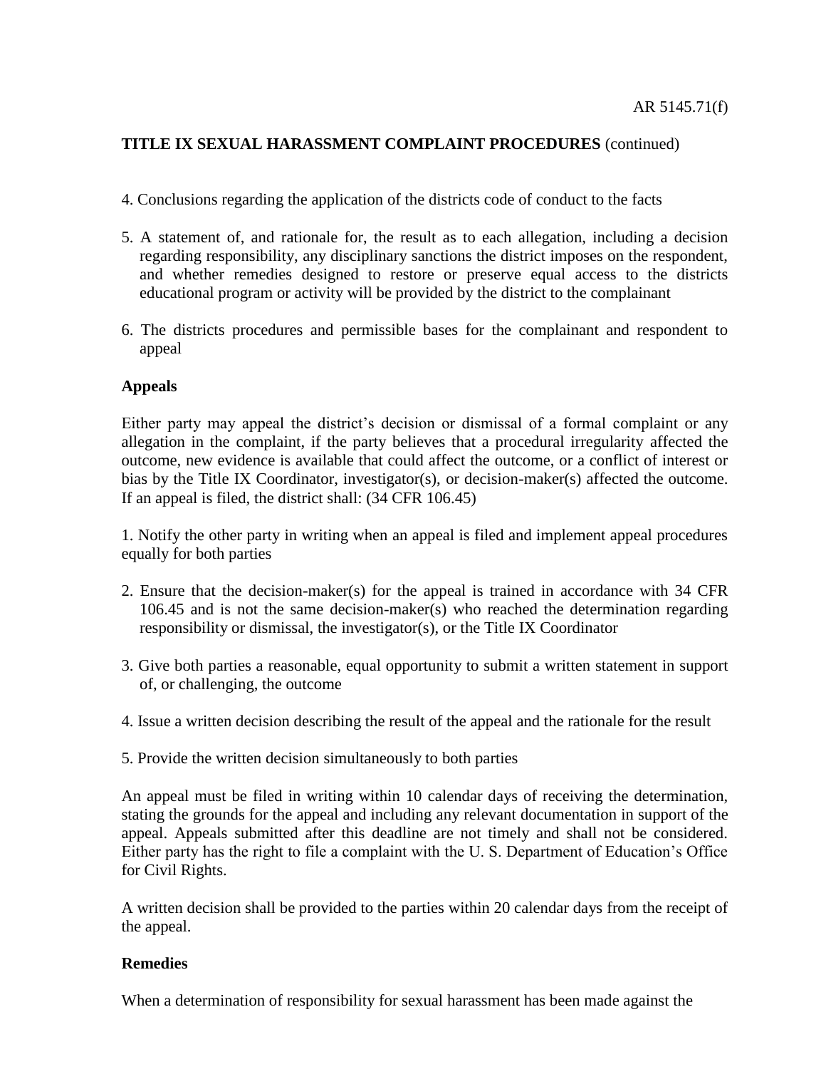4. Conclusions regarding the application of the districts code of conduct to the facts

5. A statement of, and rationale for, the result as to each allegation, including a decision regarding responsibility, any disciplinary sanctions the district imposes on the respondent, and whether remedies designed to restore or preserve equal access to the districts educational program or activity will be provided by the district to the complainant

6. The districts procedures and permissible bases for the complainant and respondent to appeal

**Appeals**

Either party may appeal the district's decision or dismissal of a formal complaint or any allegation in the complaint, if the party believes that a procedural irregularity affected the outcome, new evidence is available that could affect the outcome, or a conflict of interest or bias by the Title IX Coordinator, investigator(s), or decision-maker(s) affected the outcome. If an appeal is filed, the district shall: (34 CFR 106.45)

1. Notify the other party in writing when an appeal is filed and implement appeal procedures equally for both parties

2. Ensure that the decision-maker(s) for the appeal is trained in accordance with 34 CFR 106.45 and is not the same decision-maker(s) who reached the determination regarding responsibility or dismissal, the investigator(s), or the Title IX Coordinator

3. Give both parties a reasonable, equal opportunity to submit a written statement in support of, or challenging, the outcome

4. Issue a written decision describing the result of the appeal and the rationale for the result

5. Provide the written decision simultaneously to both parties

An appeal must be filed in writing within 10 calendar days of receiving the determination, stating the grounds for the appeal and including any relevant documentation in support of the appeal. Appeals submitted after this deadline are not timely and shall not be considered. Either party has the right to file a complaint with the U. S. Department of Education's Office for Civil Rights.

A written decision shall be provided to the parties within 20 calendar days from the receipt of the appeal.

**Remedies**

When a determination of responsibility for sexual harassment has been made against the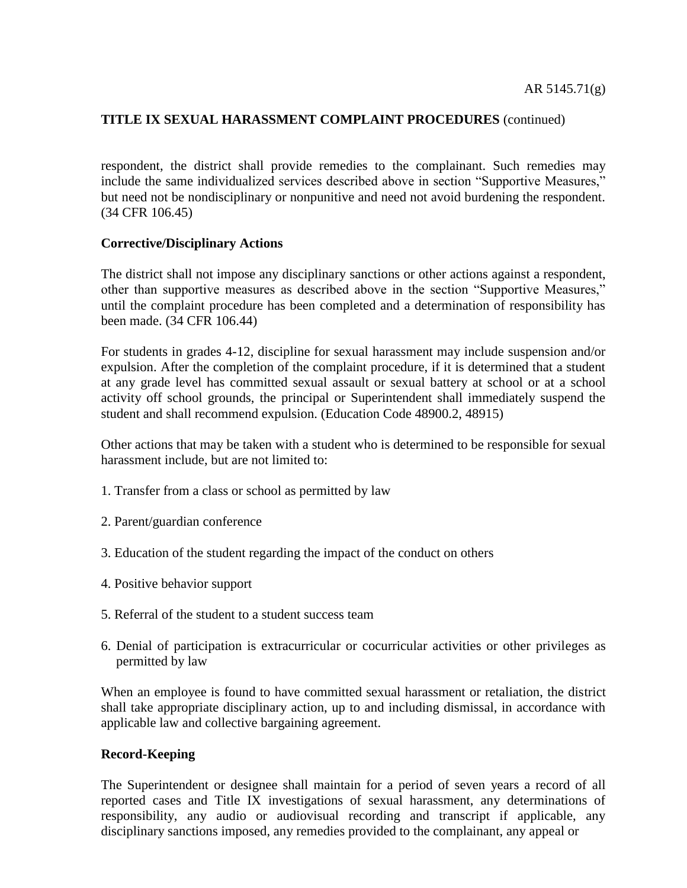respondent, the district shall provide remedies to the complainant. Such remedies may include the same individualized services described above in section "Supportive Measures," but need not be nondisciplinary or nonpunitive and need not avoid burdening the respondent. (34 CFR 106.45)

**Corrective/Disciplinary Actions**

The district shall not impose any disciplinary sanctions or other actions against a respondent, other than supportive measures as described above in the section "Supportive Measures," until the complaint procedure has been completed and a determination of responsibility has been made. (34 CFR 106.44)

For students in grades 4-12, discipline for sexual harassment may include suspension and/or expulsion. After the completion of the complaint procedure, if it is determined that a student at any grade level has committed sexual assault or sexual battery at school or at a school activity off school grounds, the principal or Superintendent shall immediately suspend the student and shall recommend expulsion. (Education Code 48900.2, 48915)

Other actions that may be taken with a student who is determined to be responsible for sexual harassment include, but are not limited to:

1. Transfer from a class or school as permitted by law
2. Parent/guardian conference
3. Education of the student regarding the impact of the conduct on others
4. Positive behavior support
5. Referral of the student to a student success team
6. Denial of participation is extracurricular or cocurricular activities or other privileges as permitted by law

When an employee is found to have committed sexual harassment or retaliation, the district shall take appropriate disciplinary action, up to and including dismissal, in accordance with applicable law and collective bargaining agreement.

**Record-Keeping**

The Superintendent or designee shall maintain for a period of seven years a record of all reported cases and Title IX investigations of sexual harassment, any determinations of responsibility, any audio or audiovisual recording and transcript if applicable, any disciplinary sanctions imposed, any remedies provided to the complainant, any appeal or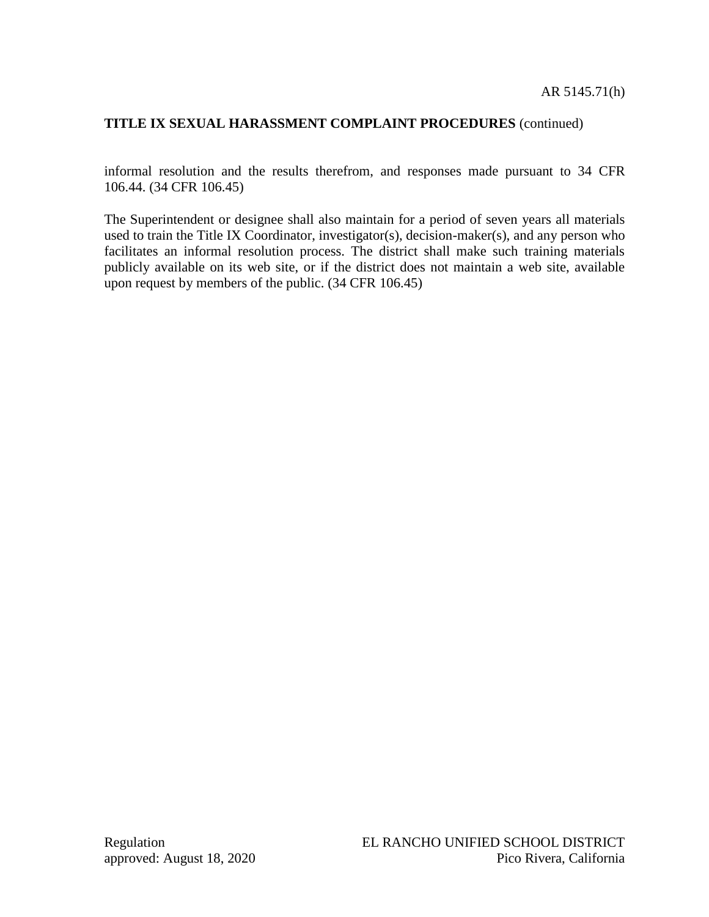informal resolution and the results therefrom, and responses made pursuant to 34 CFR 106.44. (34 CFR 106.45)

The Superintendent or designee shall also maintain for a period of seven years all materials used to train the Title IX Coordinator, investigator(s), decision-maker(s), and any person who facilitates an informal resolution process. The district shall make such training materials publicly available on its web site, or if the district does not maintain a web site, available upon request by members of the public. (34 CFR 106.45)

Regulation
approved: August 18, 2020

EL RANCHO UNIFIED SCHOOL DISTRICT
Pico Rivera, California